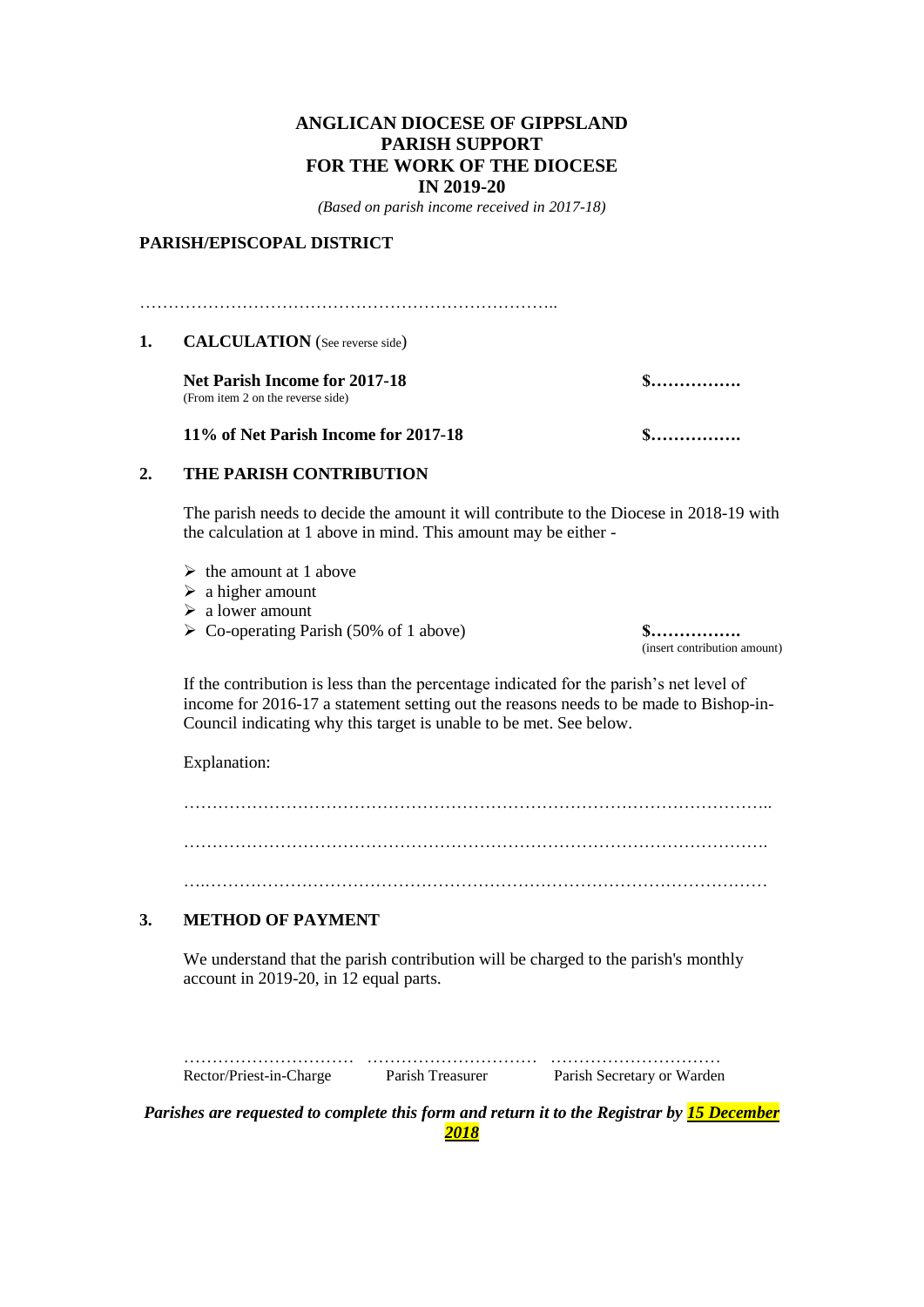# ANGLICAN DIOCESE OF GIPPSLAND
# PARISH SUPPORT
# FOR THE WORK OF THE DIOCESE
# IN 2019-20

*(Based on parish income received in 2017-18)*

**PARISH/EPISCOPAL DISTRICT**

…………………………………………………………………..

**1. CALCULATION** (See reverse side)

**Net Parish Income for 2017-18** **$…………….**
(From item 2 on the reverse side)

**11% of Net Parish Income for 2017-18** **$…………….**

**2. THE PARISH CONTRIBUTION**

The parish needs to decide the amount it will contribute to the Diocese in 2018-19 with the calculation at 1 above in mind. This amount may be either -

- the amount at 1 above
- a higher amount
- a lower amount
- Co-operating Parish (50% of 1 above) **$…………….**
  (insert contribution amount)

If the contribution is less than the percentage indicated for the parish's net level of income for 2016-17 a statement setting out the reasons needs to be made to Bishop-in-Council indicating why this target is unable to be met. See below.

Explanation:

…………………………………………………………………………………………..

………………………………………………………………………………………….

….………………………………………………………………………………………

**3. METHOD OF PAYMENT**

We understand that the parish contribution will be charged to the parish's monthly account in 2019-20, in 12 equal parts.

………………………… ………………………… …………………………
Rector/Priest-in-Charge Parish Treasurer Parish Secretary or Warden

***Parishes are requested to complete this form and return it to the Registrar by 15 December 2018***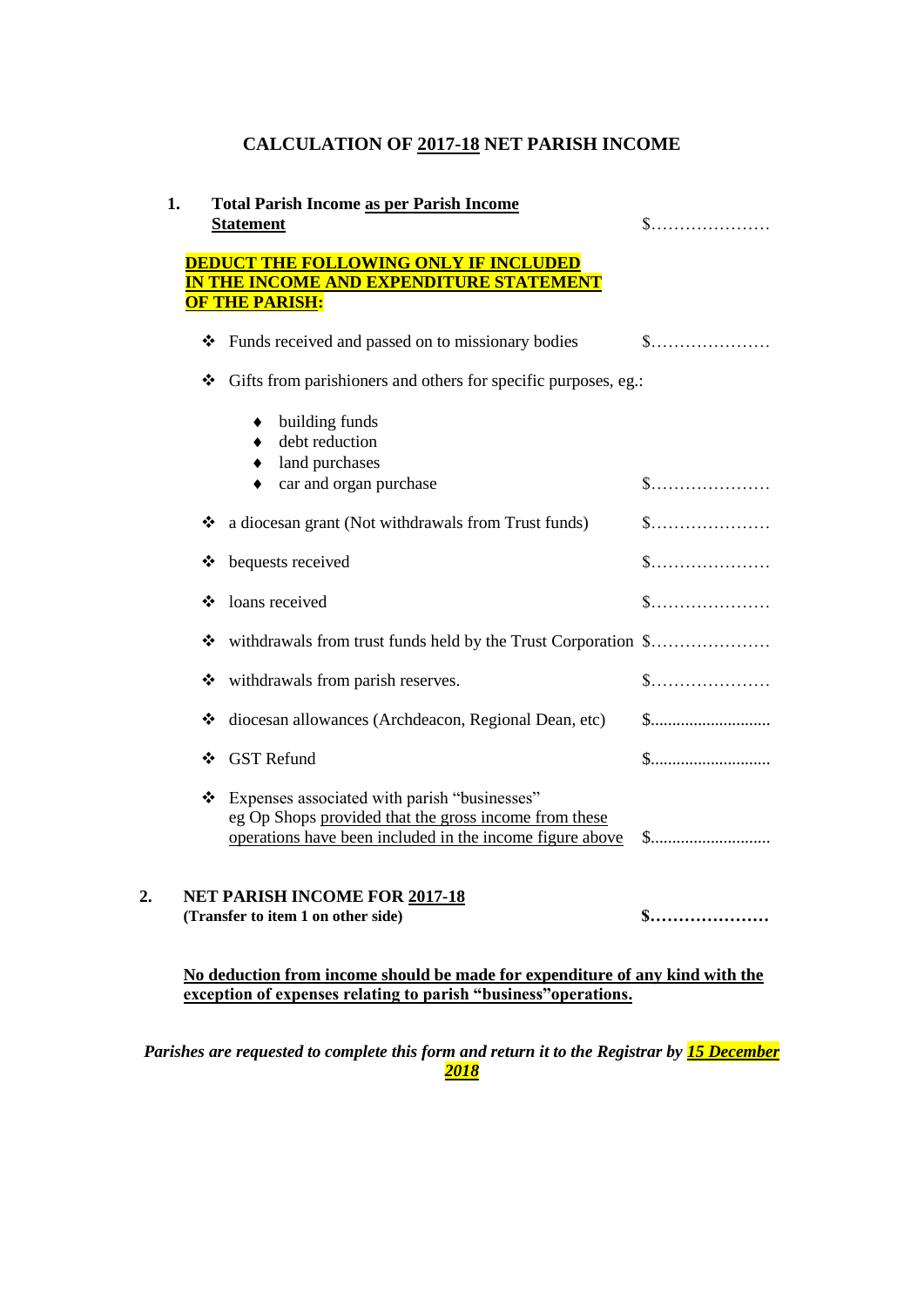# CALCULATION OF 2017-18 NET PARISH INCOME

**1. Total Parish Income as per Parish Income Statement** $…………………

**DEDUCT THE FOLLOWING ONLY IF INCLUDED IN THE INCOME AND EXPENDITURE STATEMENT OF THE PARISH:**

- Funds received and passed on to missionary bodies $…………………
- Gifts from parishioners and others for specific purposes, eg.:
  - building funds
  - debt reduction
  - land purchases
  - car and organ purchase $…………………
- a diocesan grant (Not withdrawals from Trust funds) $…………………
- bequests received $…………………
- loans received $…………………
- withdrawals from trust funds held by the Trust Corporation $…………………
- withdrawals from parish reserves. $…………………
- diocesan allowances (Archdeacon, Regional Dean, etc) $............................
- GST Refund $............................
- Expenses associated with parish "businesses" eg Op Shops provided that the gross income from these operations have been included in the income figure above $............................

**2. NET PARISH INCOME FOR 2017-18**
**(Transfer to item 1 on other side)** **$…………………**

**No deduction from income should be made for expenditure of any kind with the exception of expenses relating to parish "business"operations.**

***Parishes are requested to complete this form and return it to the Registrar by 15 December 2018***